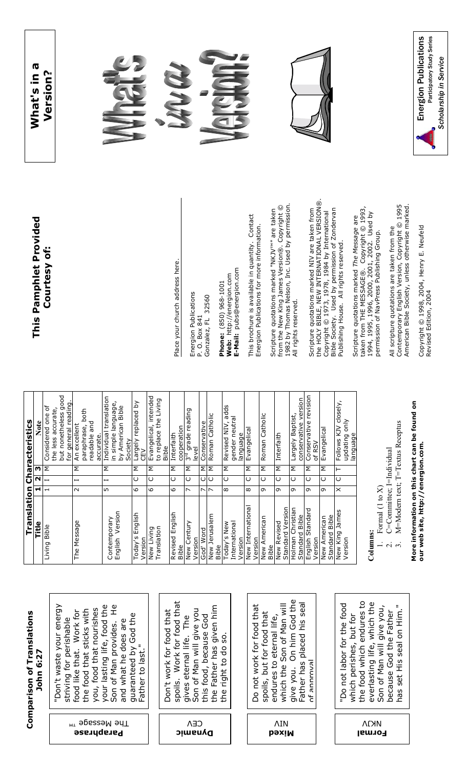# Comparison of Translations

## John 6:27

**Paraphrase** — The Message ™

"Don't waste your energy striving for perishable food like that. Work for the food that sticks with you, food that nourishes your lasting life, food the Son of Man provides. He and what he does are guaranteed by God the Father to last."

**Dynamic** — CEV

Don't work for food that spoils. Work for food that gives eternal life. The Son of Man will give you this food, because God the Father has given him the right to do so.

**Mixed** — NIV

Do not work for food that spoils, but for food that endures to eternal life, which the Son of Man will give you. On him God the Father has placed his seal of approval.

**Formal** — NKJV

"Do not labor for the food which perishes, but for the food which endures to everlasting life, which the Son of Man will give you, because God the Father has set His seal on Him."

# Translation Characteristics

| Title | 1 | 2 | 3 | Note |
|---|---|---|---|---|
| Living Bible | 1 | I | M | Considered one of the less accurate, but nonetheless good for general reading. |
| The Message | 2 | I | M | An excellent paraphrase, both readable and accurate. |
| Contemporary English Version | 5 | I | M | Individual translation in simple language, by American Bible Society |
| Today's English Version | 6 | C | M | Largely replaced by CEV |
| New Living Translation | 6 | C | M | Evangelical, intended to replace the Living Bible |
| Revised English Bible | 6 | C | M | Interfaith cooperation |
| New Century Version | 7 | C | M | 3rd grade reading level |
| God' Word | 7 | C | M | Conservative |
| New Jerusalem Bible | 7 | C | M | Roman Catholic |
| Today's New International Version | 8 | C | M | Revised NIV, adds gender neutral language |
| New International Version | 8 | C | M | Evangelical |
| New American Bible | 9 | C | M | Roman Catholic |
| New Revised Standard Version | 9 | C | M | Interfaith |
| Holman Christian Standard Bible | 9 | C | M | Largely Baptist, conservative version |
| English Standard Version | 9 | C | M | Conservative revision of RSV |
| New American Standard Bible | 9 | C | M | Evangelical |
| New King James Version | X | C | T | Follows KJV closely, updating only language |

**Columns:**

1. Formal (1 to X)
2. C=Committee; I=Individual
3. M=Modern text; T=Textus Receptus

**More information on this chart can be found on our web site, http://energion.com.**

# This Pamphlet Provided Courtesy of:

Place your church address here.

Energion Publications
P. O. Box 841
Gonzalez, FL 32560

**Phone:** (850) 968-1001
**Web:** http://energion.com
**E-Mail:** pubs@energion.com

This brochure is available in quantity. Contact Energion Publications for more information.

Scripture quotations marked "NKJV™" are taken from the New King James Version®. Copyright © 1982 by Thomas Nelson, Inc. Used by permission. All rights reserved.

Scripture quotations marked NIV are taken from the HOLY BIBLE, NEW INTERNATIONAL VERSION®. Copyright © 1973, 1978, 1984 by International Bible Society. Used by permission of Zondervan Publishing House. All rights reserved.

Scripture quotations marked *The Message* are taken from THE MESSAGE®. Copyright © 1993, 1994, 1995, 1996, 2000, 2001, 2002. Used by permission of NavPress Publishing Group.

All scripture quotations are taken from the Contemporary English Version, Copyright © 1995 American Bible Society, unless otherwise marked.

Copyright © 1998, 2004, Henry E. Neufeld
Revised Edition, 2004

# What's in a Version?

What's in a Version?

**Energion Publications**
Participatory Study Series
*Scholarship in Service*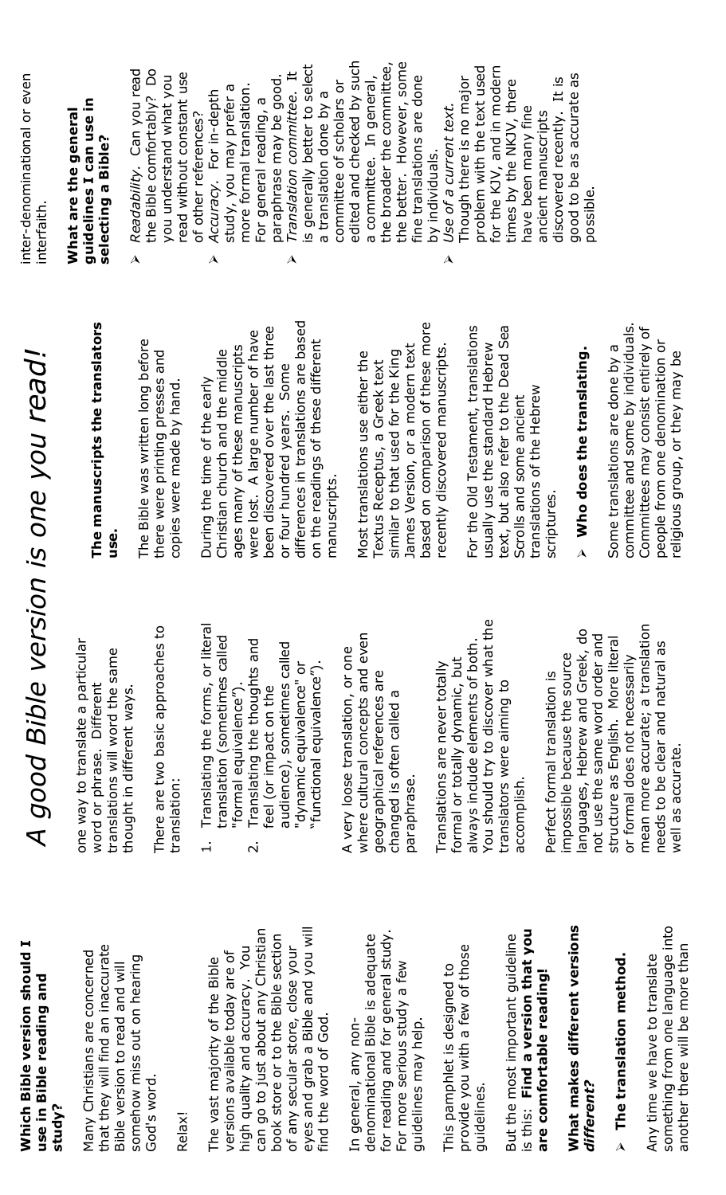# A good Bible version is one you read!

**Which Bible version should I use in Bible reading and study?**

Many Christians are concerned that they will find an inaccurate Bible version to read and will somehow miss out on hearing God's word.

Relax!

The vast majority of the Bible versions available today are of high quality and accuracy. You can go to just about any Christian book store or to the Bible section of any secular store, close your eyes and grab a Bible and you will find the word of God.

In general, any non-denominational Bible is adequate for reading and for general study. For more serious study a few guidelines may help.

This pamphlet is designed to provide you with a few of those guidelines.

But the most important guideline is this: **Find a version that you are comfortable reading!**

***What makes different versions different?***

- **The translation method.**

Any time we have to translate something from one language into another there will be more than one way to translate a particular word or phrase. Different translations will word the same thought in different ways.

There are two basic approaches to translation:

1. Translating the forms, or literal translation (sometimes called "formal equivalence").
2. Translating the thoughts and feel (or impact on the audience), sometimes called "dynamic equivalence" or "functional equivalence").

A very loose translation, or one where cultural concepts and even geographical references are changed is often called a paraphrase.

Translations are never totally formal or totally dynamic, but always include elements of both. You should try to discover what the translators were aiming to accomplish.

Perfect formal translation is impossible because the source languages, Hebrew and Greek, do not use the same word order and structure as English. More literal or formal does not necessarily mean more accurate; a translation needs to be clear and natural as well as accurate.

**The manuscripts the translators use.**

The Bible was written long before there were printing presses and copies were made by hand.

During the time of the early Christian church and the middle ages many of these manuscripts were lost. A large number of have been discovered over the last three or four hundred years. Some differences in translations are based on the readings of these different manuscripts.

Most translations use either the Textus Receptus, a Greek text similar to that used for the King James Version, or a modern text based on comparison of these more recently discovered manuscripts.

For the Old Testament, translations usually use the standard Hebrew text, but also refer to the Dead Sea Scrolls and some ancient translations of the Hebrew scriptures.

- **Who does the translating.**

Some translations are done by a committee and some by individuals. Committees may consist entirely of people from one denomination or religious group, or they may be inter-denominational or even interfaith.

**What are the general guidelines I can use in selecting a Bible?**

- *Readability.* Can you read the Bible comfortably? Do you understand what you read without constant use of other references?
- *Accuracy.* For in-depth study, you may prefer a more formal translation. For general reading, a paraphrase may be good.
- *Translation committee.* It is generally better to select a translation done by a committee of scholars or edited and checked by such a committee. In general, the broader the committee, the better. However, some fine translations are done by individuals.
- *Use of a current text.* Though there is no major problem with the text used for the KJV, and in modern times by the NKJV, there have been many fine ancient manuscripts discovered recently. It is good to be as accurate as possible.